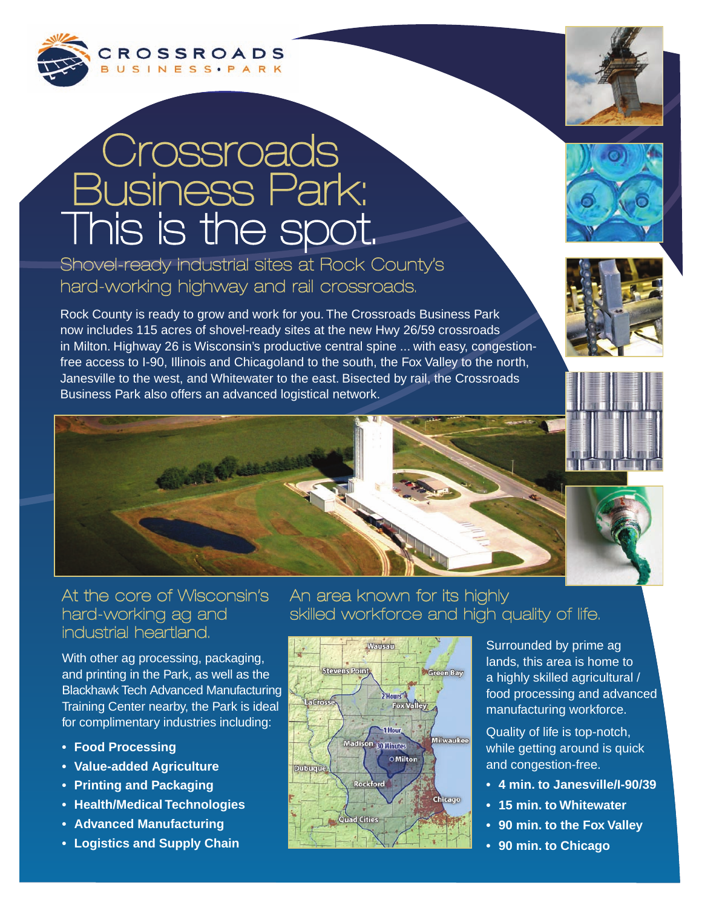CROSSROADS BUSINESS • PARK

# Crossroads Business Park: This is the spot.

## Shovel-ready industrial sites at Rock County's hard-working highway and rail crossroads.

Rock County is ready to grow and work for you. The Crossroads Business Park now includes 115 acres of shovel-ready sites at the new Hwy 26/59 crossroads in Milton. Highway 26 is Wisconsin's productive central spine ... with easy, congestion-free access to I-90, Illinois and Chicagoland to the south, the Fox Valley to the north, Janesville to the west, and Whitewater to the east. Bisected by rail, the Crossroads Business Park also offers an advanced logistical network.

## At the core of Wisconsin's hard-working ag and industrial heartland.

With other ag processing, packaging, and printing in the Park, as well as the Blackhawk Tech Advanced Manufacturing Training Center nearby, the Park is ideal for complimentary industries including:

- **Food Processing**
- **Value-added Agriculture**
- **Printing and Packaging**
- **Health/Medical Technologies**
- **Advanced Manufacturing**
- **Logistics and Supply Chain**

## An area known for its highly skilled workforce and high quality of life.

Surrounded by prime ag lands, this area is home to a highly skilled agricultural / food processing and advanced manufacturing workforce.

Quality of life is top-notch, while getting around is quick and congestion-free.

- **4 min. to Janesville/I-90/39**
- **15 min. to Whitewater**
- **90 min. to the Fox Valley**
- **90 min. to Chicago**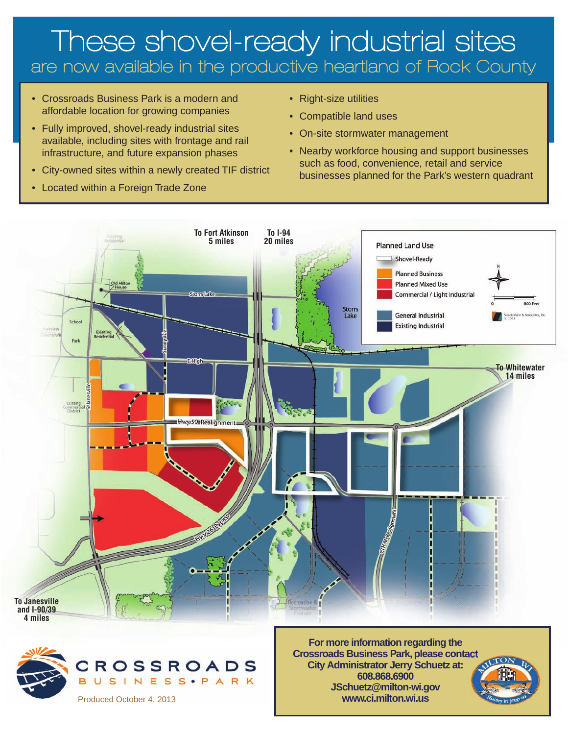# These shovel-ready industrial sites

## are now available in the productive heartland of Rock County

- Crossroads Business Park is a modern and affordable location for growing companies
- Fully improved, shovel-ready industrial sites available, including sites with frontage and rail infrastructure, and future expansion phases
- City-owned sites within a newly created TIF district
- Located within a Foreign Trade Zone
- Right-size utilities
- Compatible land uses
- On-site stormwater management
- Nearby workforce housing and support businesses such as food, convenience, retail and service businesses planned for the Park's western quadrant

To Fort Atkinson 5 miles

To I-94 20 miles

To Whitewater 14 miles

To Janesville and I-90/39 4 miles

Planned Land Use

Shovel-Ready

Planned Business

Planned Mixed Use

Commercial / Light Industrial

General Industrial

Existing Industrial

800 Feet

Storrs Lake

Hwy 59 Realignment

Hwy 26 Bypass

CTH M Realignment

E. High

Sunnyside

S. Janesville

Recreation & Stormwater Feature

CROSSROADS BUSINESS • PARK

Produced October 4, 2013

**For more information regarding the Crossroads Business Park, please contact City Administrator Jerry Schuetz at:**
**608.868.6900**
**JSchuetz@milton-wi.gov**
**www.ci.milton.wi.us**

MILTON WI — History in progress